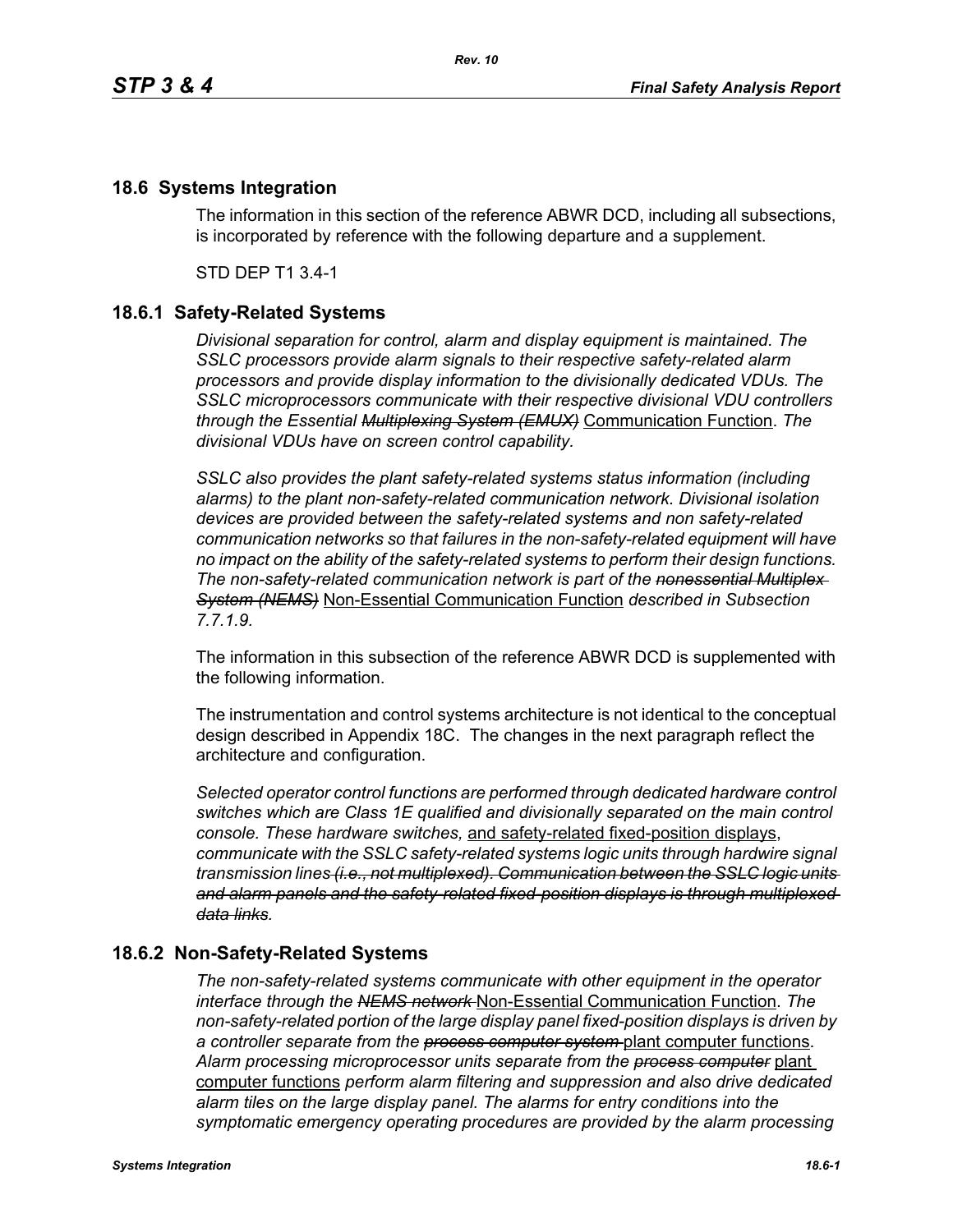## 18.6 Systems Integration

The information in this section of the reference ABWR DCD, including all subsections, is incorporated by reference with the following departure and a supplement.

STD DEP T1 3.4-1

### 18.6.1 Safety-Related Systems

*Divisional separation for control, alarm and display equipment is maintained. The SSLC processors provide alarm signals to their respective safety-related alarm processors and provide display information to the divisionally dedicated VDUs. The SSLC microprocessors communicate with their respective divisional VDU controllers through the Essential ~~Multiplexing System (EMUX)~~* Communication Function*. The divisional VDUs have on screen control capability.*

*SSLC also provides the plant safety-related systems status information (including alarms) to the plant non-safety-related communication network. Divisional isolation devices are provided between the safety-related systems and non safety-related communication networks so that failures in the non-safety-related equipment will have no impact on the ability of the safety-related systems to perform their design functions. The non-safety-related communication network is part of the ~~nonessential Multiplex System (NEMS)~~* Non-Essential Communication Function *described in Subsection 7.7.1.9.*

The information in this subsection of the reference ABWR DCD is supplemented with the following information.

The instrumentation and control systems architecture is not identical to the conceptual design described in Appendix 18C. The changes in the next paragraph reflect the architecture and configuration.

*Selected operator control functions are performed through dedicated hardware control switches which are Class 1E qualified and divisionally separated on the main control console. These hardware switches,* and safety-related fixed-position displays*, communicate with the SSLC safety-related systems logic units through hardwire signal transmission lines ~~(i.e., not multiplexed). Communication between the SSLC logic units and alarm panels and the safety-related fixed-position displays is through multiplexed data links~~.*

### 18.6.2 Non-Safety-Related Systems

*The non-safety-related systems communicate with other equipment in the operator interface through the ~~NEMS network~~* Non-Essential Communication Function*. The non-safety-related portion of the large display panel fixed-position displays is driven by a controller separate from the ~~process computer system~~* plant computer functions*. Alarm processing microprocessor units separate from the ~~process computer~~* plant computer functions *perform alarm filtering and suppression and also drive dedicated alarm tiles on the large display panel. The alarms for entry conditions into the symptomatic emergency operating procedures are provided by the alarm processing*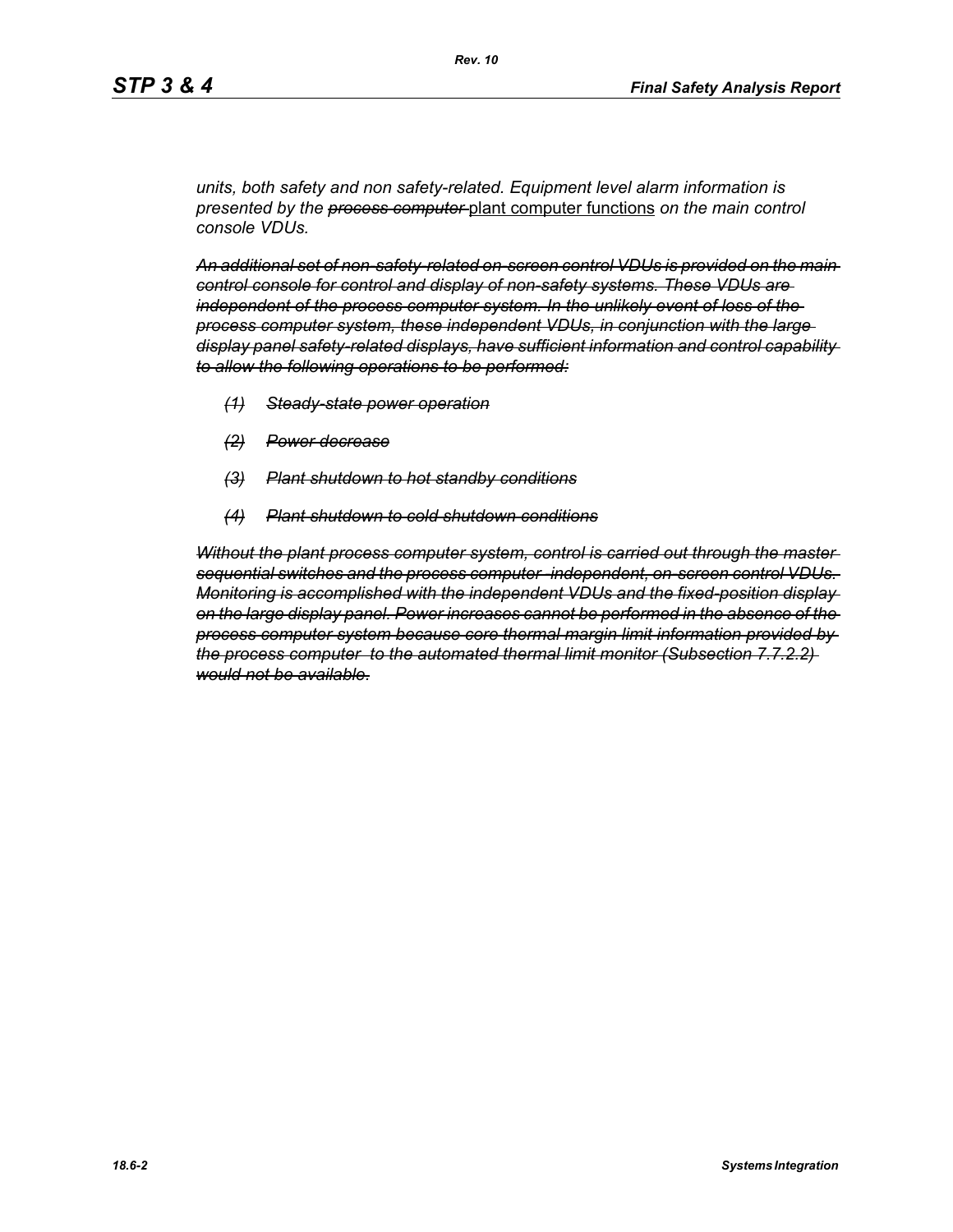*units, both safety and non safety-related. Equipment level alarm information is presented by the ~~process computer~~* plant computer functions *on the main control console VDUs.*

~~*An additional set of non-safety-related on-screen control VDUs is provided on the main control console for control and display of non-safety systems. These VDUs are independent of the process computer system. In the unlikely event of loss of the process computer system, these independent VDUs, in conjunction with the large display panel safety-related displays, have sufficient information and control capability to allow the following operations to be performed:*~~

- ~~*(1) Steady-state power operation*~~
- ~~*(2) Power decrease*~~
- ~~*(3) Plant shutdown to hot standby conditions*~~
- ~~*(4) Plant shutdown to cold shutdown conditions*~~

~~*Without the plant process computer system, control is carried out through the master sequential switches and the process computer -independent, on-screen control VDUs. Monitoring is accomplished with the independent VDUs and the fixed-position display on the large display panel. Power increases cannot be performed in the absence of the process computer system because core thermal margin limit information provided by the process computer to the automated thermal limit monitor (Subsection 7.7.2.2) would not be available.*~~